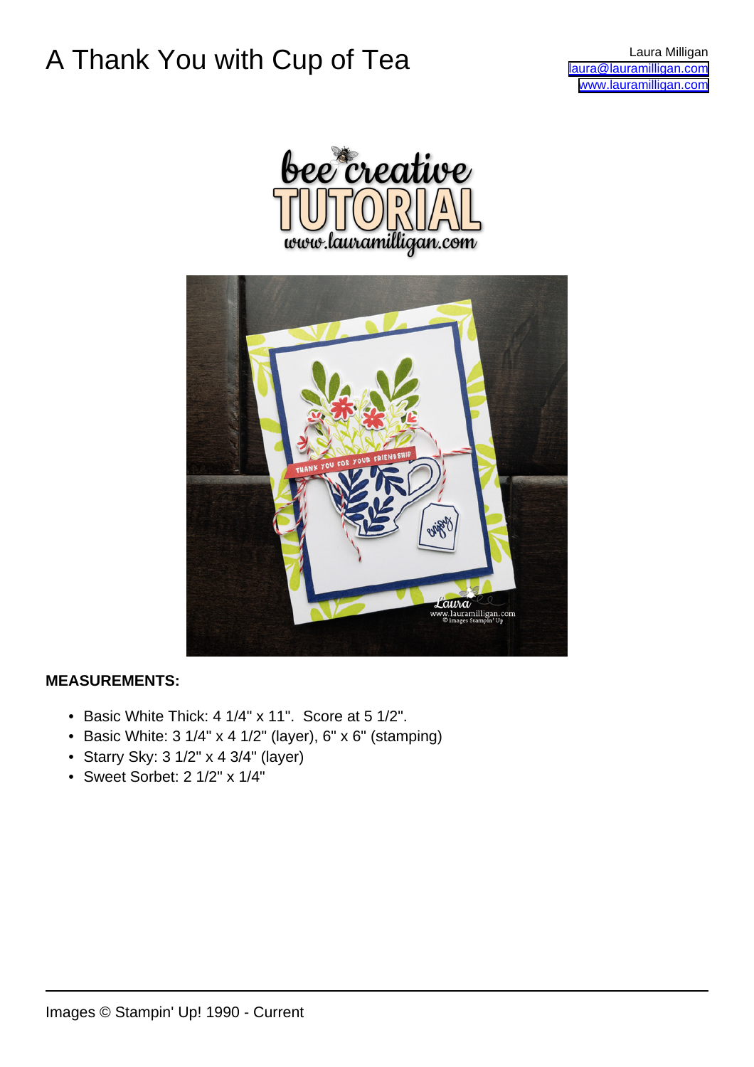# A Thank You with Cup of Tea

Laura Milligan
laura@lauramilligan.com
www.lauramilligan.com

**MEASUREMENTS:**

- Basic White Thick: 4 1/4" x 11". Score at 5 1/2".
- Basic White: 3 1/4" x 4 1/2" (layer), 6" x 6" (stamping)
- Starry Sky: 3 1/2" x 4 3/4" (layer)
- Sweet Sorbet: 2 1/2" x 1/4"

Images © Stampin' Up! 1990 - Current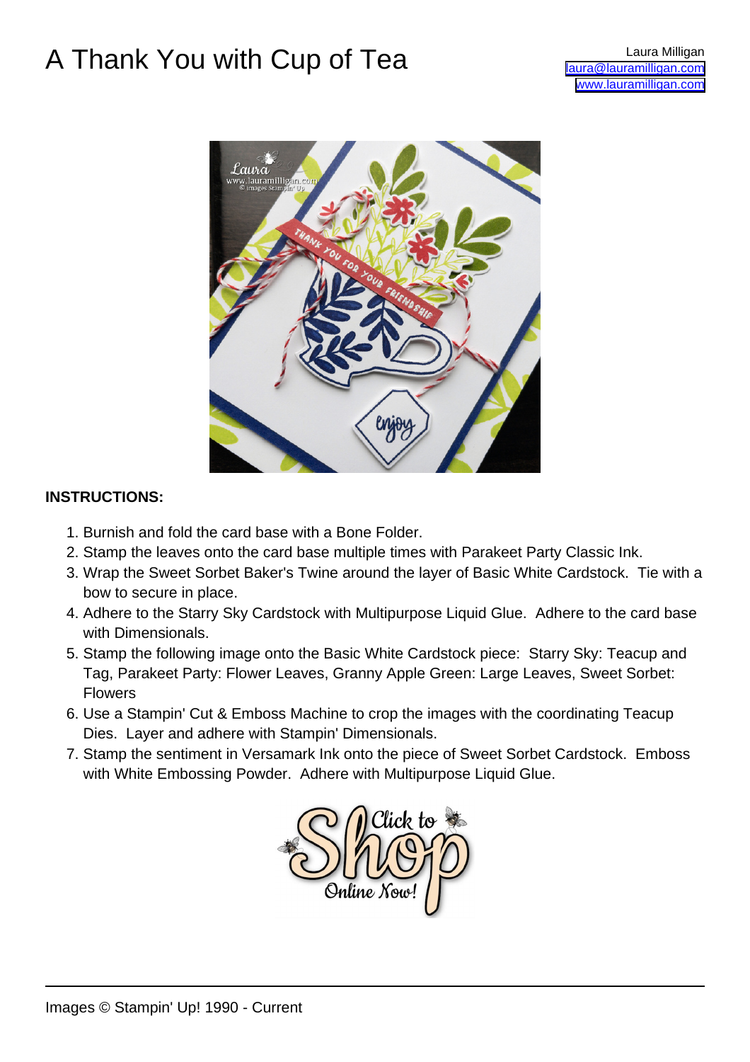# A Thank You with Cup of Tea

Laura Milligan
laura@lauramilligan.com
www.lauramilligan.com

**INSTRUCTIONS:**

1. Burnish and fold the card base with a Bone Folder.
2. Stamp the leaves onto the card base multiple times with Parakeet Party Classic Ink.
3. Wrap the Sweet Sorbet Baker's Twine around the layer of Basic White Cardstock. Tie with a bow to secure in place.
4. Adhere to the Starry Sky Cardstock with Multipurpose Liquid Glue. Adhere to the card base with Dimensionals.
5. Stamp the following image onto the Basic White Cardstock piece: Starry Sky: Teacup and Tag, Parakeet Party: Flower Leaves, Granny Apple Green: Large Leaves, Sweet Sorbet: Flowers
6. Use a Stampin' Cut & Emboss Machine to crop the images with the coordinating Teacup Dies. Layer and adhere with Stampin' Dimensionals.
7. Stamp the sentiment in Versamark Ink onto the piece of Sweet Sorbet Cardstock. Emboss with White Embossing Powder. Adhere with Multipurpose Liquid Glue.

Images © Stampin' Up! 1990 - Current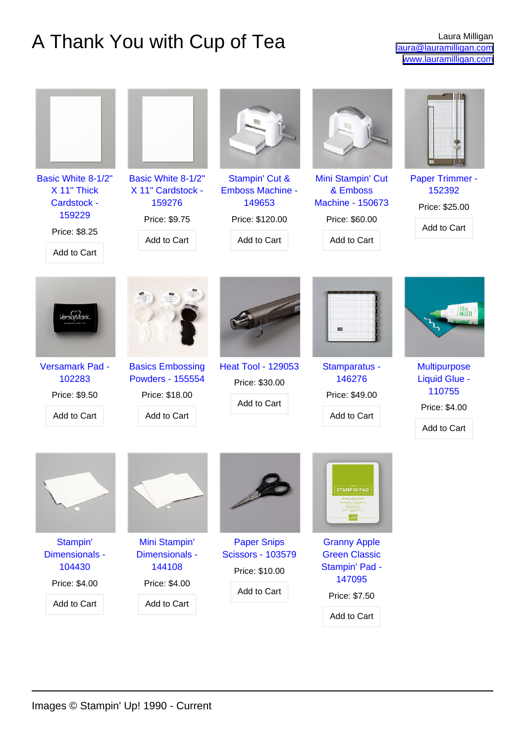# A Thank You with Cup of Tea

Laura Milligan
laura@lauramilligan.com
www.lauramilligan.com

Basic White 8-1/2" X 11" Thick Cardstock - 159229

Price: $8.25

Add to Cart

Basic White 8-1/2" X 11" Cardstock - 159276

Price: $9.75

Add to Cart

Stampin' Cut & Emboss Machine - 149653

Price: $120.00

Add to Cart

Mini Stampin' Cut & Emboss Machine - 150673

Price: $60.00

Add to Cart

Paper Trimmer - 152392

Price: $25.00

Add to Cart

Versamark Pad - 102283

Price: $9.50

Add to Cart

Basics Embossing Powders - 155554

Price: $18.00

Add to Cart

Heat Tool - 129053

Price: $30.00

Add to Cart

Stamparatus - 146276

Price: $49.00

Add to Cart

Multipurpose Liquid Glue - 110755

Price: $4.00

Add to Cart

Stampin' Dimensionals - 104430

Price: $4.00

Add to Cart

Mini Stampin' Dimensionals - 144108

Price: $4.00

Add to Cart

Paper Snips Scissors - 103579

Price: $10.00

Add to Cart

Granny Apple Green Classic Stampin' Pad - 147095

Price: $7.50

Add to Cart

Images © Stampin' Up! 1990 - Current